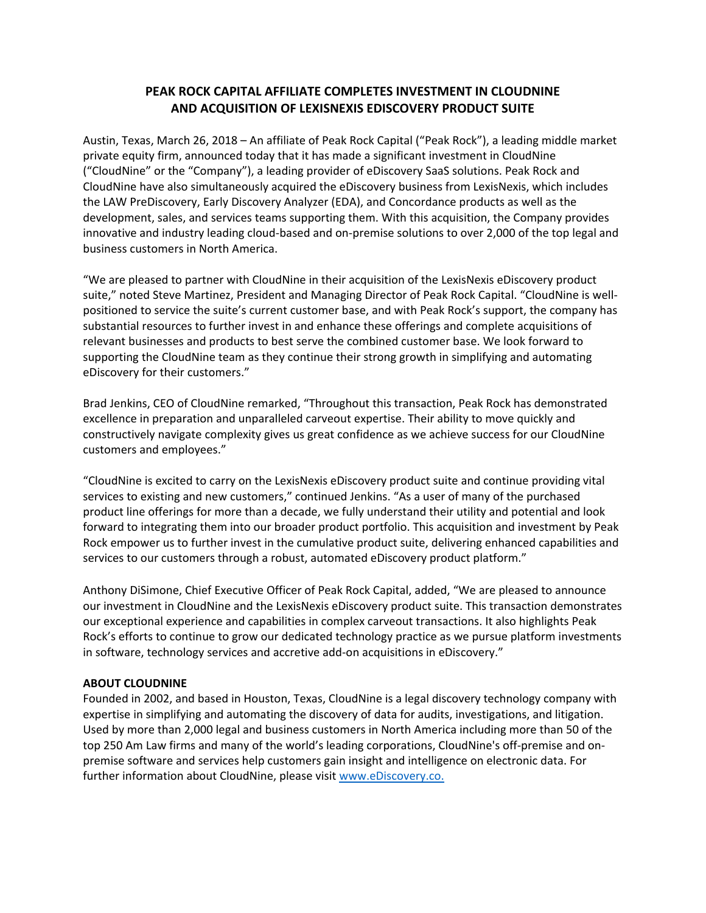# PEAK ROCK CAPITAL AFFILIATE COMPLETES INVESTMENT IN CLOUDNINE AND ACQUISITION OF LEXISNEXIS EDISCOVERY PRODUCT SUITE

Austin, Texas, March 26, 2018 – An affiliate of Peak Rock Capital ("Peak Rock"), a leading middle market private equity firm, announced today that it has made a significant investment in CloudNine ("CloudNine" or the "Company"), a leading provider of eDiscovery SaaS solutions. Peak Rock and CloudNine have also simultaneously acquired the eDiscovery business from LexisNexis, which includes the LAW PreDiscovery, Early Discovery Analyzer (EDA), and Concordance products as well as the development, sales, and services teams supporting them. With this acquisition, the Company provides innovative and industry leading cloud-based and on-premise solutions to over 2,000 of the top legal and business customers in North America.

"We are pleased to partner with CloudNine in their acquisition of the LexisNexis eDiscovery product suite," noted Steve Martinez, President and Managing Director of Peak Rock Capital. "CloudNine is well-positioned to service the suite's current customer base, and with Peak Rock's support, the company has substantial resources to further invest in and enhance these offerings and complete acquisitions of relevant businesses and products to best serve the combined customer base. We look forward to supporting the CloudNine team as they continue their strong growth in simplifying and automating eDiscovery for their customers."

Brad Jenkins, CEO of CloudNine remarked, "Throughout this transaction, Peak Rock has demonstrated excellence in preparation and unparalleled carveout expertise. Their ability to move quickly and constructively navigate complexity gives us great confidence as we achieve success for our CloudNine customers and employees."

"CloudNine is excited to carry on the LexisNexis eDiscovery product suite and continue providing vital services to existing and new customers," continued Jenkins. "As a user of many of the purchased product line offerings for more than a decade, we fully understand their utility and potential and look forward to integrating them into our broader product portfolio. This acquisition and investment by Peak Rock empower us to further invest in the cumulative product suite, delivering enhanced capabilities and services to our customers through a robust, automated eDiscovery product platform."

Anthony DiSimone, Chief Executive Officer of Peak Rock Capital, added, "We are pleased to announce our investment in CloudNine and the LexisNexis eDiscovery product suite. This transaction demonstrates our exceptional experience and capabilities in complex carveout transactions. It also highlights Peak Rock's efforts to continue to grow our dedicated technology practice as we pursue platform investments in software, technology services and accretive add-on acquisitions in eDiscovery."

**ABOUT CLOUDNINE**

Founded in 2002, and based in Houston, Texas, CloudNine is a legal discovery technology company with expertise in simplifying and automating the discovery of data for audits, investigations, and litigation. Used by more than 2,000 legal and business customers in North America including more than 50 of the top 250 Am Law firms and many of the world's leading corporations, CloudNine's off-premise and on-premise software and services help customers gain insight and intelligence on electronic data. For further information about CloudNine, please visit www.eDiscovery.co.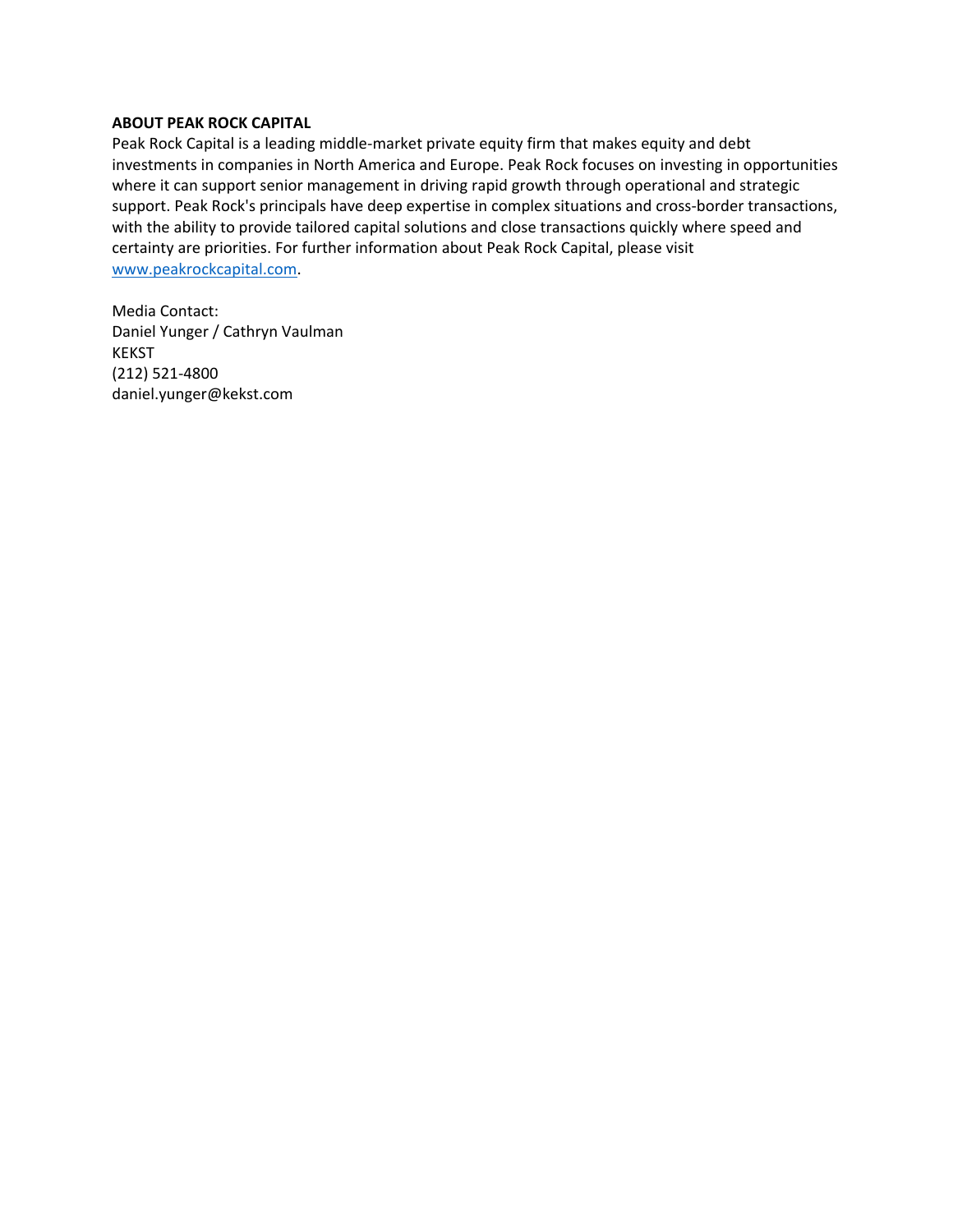**ABOUT PEAK ROCK CAPITAL**

Peak Rock Capital is a leading middle-market private equity firm that makes equity and debt investments in companies in North America and Europe. Peak Rock focuses on investing in opportunities where it can support senior management in driving rapid growth through operational and strategic support. Peak Rock's principals have deep expertise in complex situations and cross-border transactions, with the ability to provide tailored capital solutions and close transactions quickly where speed and certainty are priorities. For further information about Peak Rock Capital, please visit [www.peakrockcapital.com](http://www.peakrockcapital.com).

Media Contact:
Daniel Yunger / Cathryn Vaulman
KEKST
(212) 521-4800
daniel.yunger@kekst.com